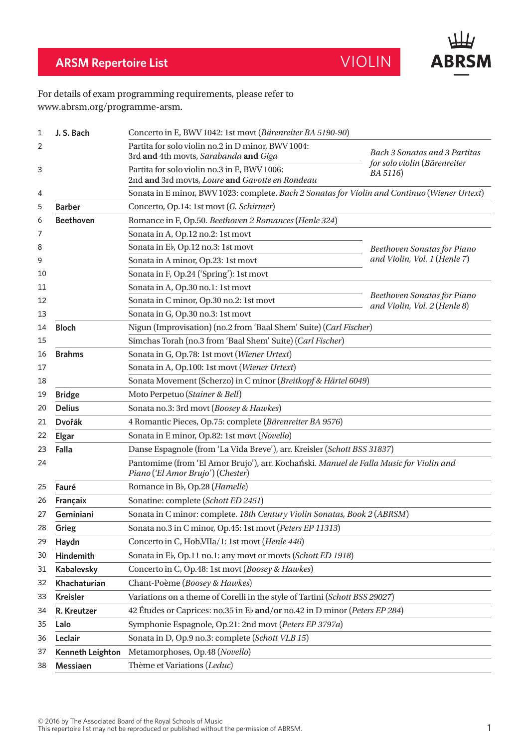# ARSM Repertoire List — VIOLIN

For details of exam programming requirements, please refer to www.abrsm.org/programme-arsm.

| No. | Composer | Work | Publication |
|---|---|---|---|
| 1 | **J. S. Bach** | Concerto in E, BWV 1042: 1st movt (*Bärenreiter BA 5190-90*) | |
| 2 | | Partita for solo violin no.2 in D minor, BWV 1004: 3rd **and** 4th movts, *Sarabanda* **and** *Giga* | *Bach 3 Sonatas and 3 Partitas for solo violin* (*Bärenreiter BA 5116*) |
| 3 | | Partita for solo violin no.3 in E, BWV 1006: 2nd **and** 3rd movts, *Loure* **and** *Gavotte en Rondeau* | *Bach 3 Sonatas and 3 Partitas for solo violin* (*Bärenreiter BA 5116*) |
| 4 | | Sonata in E minor, BWV 1023: complete. *Bach 2 Sonatas for Violin and Continuo* (*Wiener Urtext*) | |
| 5 | **Barber** | Concerto, Op.14: 1st movt (*G. Schirmer*) | |
| 6 | **Beethoven** | Romance in F, Op.50. *Beethoven 2 Romances* (*Henle 324*) | |
| 7 | | Sonata in A, Op.12 no.2: 1st movt | *Beethoven Sonatas for Piano and Violin, Vol. 1* (*Henle 7*) |
| 8 | | Sonata in E♭, Op.12 no.3: 1st movt | *Beethoven Sonatas for Piano and Violin, Vol. 1* (*Henle 7*) |
| 9 | | Sonata in A minor, Op.23: 1st movt | *Beethoven Sonatas for Piano and Violin, Vol. 1* (*Henle 7*) |
| 10 | | Sonata in F, Op.24 ('Spring'): 1st movt | *Beethoven Sonatas for Piano and Violin, Vol. 1* (*Henle 7*) |
| 11 | | Sonata in A, Op.30 no.1: 1st movt | *Beethoven Sonatas for Piano and Violin, Vol. 2* (*Henle 8*) |
| 12 | | Sonata in C minor, Op.30 no.2: 1st movt | *Beethoven Sonatas for Piano and Violin, Vol. 2* (*Henle 8*) |
| 13 | | Sonata in G, Op.30 no.3: 1st movt | *Beethoven Sonatas for Piano and Violin, Vol. 2* (*Henle 8*) |
| 14 | **Bloch** | Nigun (Improvisation) (no.2 from 'Baal Shem' Suite) (*Carl Fischer*) | |
| 15 | | Simchas Torah (no.3 from 'Baal Shem' Suite) (*Carl Fischer*) | |
| 16 | **Brahms** | Sonata in G, Op.78: 1st movt (*Wiener Urtext*) | |
| 17 | | Sonata in A, Op.100: 1st movt (*Wiener Urtext*) | |
| 18 | | Sonata Movement (Scherzo) in C minor (*Breitkopf & Härtel 6049*) | |
| 19 | **Bridge** | Moto Perpetuo (*Stainer & Bell*) | |
| 20 | **Delius** | Sonata no.3: 3rd movt (*Boosey & Hawkes*) | |
| 21 | **Dvořák** | 4 Romantic Pieces, Op.75: complete (*Bärenreiter BA 9576*) | |
| 22 | **Elgar** | Sonata in E minor, Op.82: 1st movt (*Novello*) | |
| 23 | **Falla** | Danse Espagnole (from 'La Vida Breve'), arr. Kreisler (*Schott BSS 31837*) | |
| 24 | | Pantomime (from 'El Amor Brujo'), arr. Kochański. *Manuel de Falla Music for Violin and Piano* (*'El Amor Brujo'*) (*Chester*) | |
| 25 | **Fauré** | Romance in B♭, Op.28 (*Hamelle*) | |
| 26 | **Françaix** | Sonatine: complete (*Schott ED 2451*) | |
| 27 | **Geminiani** | Sonata in C minor: complete. *18th Century Violin Sonatas, Book 2* (*ABRSM*) | |
| 28 | **Grieg** | Sonata no.3 in C minor, Op.45: 1st movt (*Peters EP 11313*) | |
| 29 | **Haydn** | Concerto in C, Hob.VIIa/1: 1st movt (*Henle 446*) | |
| 30 | **Hindemith** | Sonata in E♭, Op.11 no.1: any movt or movts (*Schott ED 1918*) | |
| 31 | **Kabalevsky** | Concerto in C, Op.48: 1st movt (*Boosey & Hawkes*) | |
| 32 | **Khachaturian** | Chant-Poème (*Boosey & Hawkes*) | |
| 33 | **Kreisler** | Variations on a theme of Corelli in the style of Tartini (*Schott BSS 29027*) | |
| 34 | **R. Kreutzer** | 42 Études or Caprices: no.35 in E♭ **and/or** no.42 in D minor (*Peters EP 284*) | |
| 35 | **Lalo** | Symphonie Espagnole, Op.21: 2nd movt (*Peters EP 3797a*) | |
| 36 | **Leclair** | Sonata in D, Op.9 no.3: complete (*Schott VLB 15*) | |
| 37 | **Kenneth Leighton** | Metamorphoses, Op.48 (*Novello*) | |
| 38 | **Messiaen** | Thème et Variations (*Leduc*) | |

© 2016 by The Associated Board of the Royal Schools of Music
This repertoire list may not be reproduced or published without the permission of ABRSM.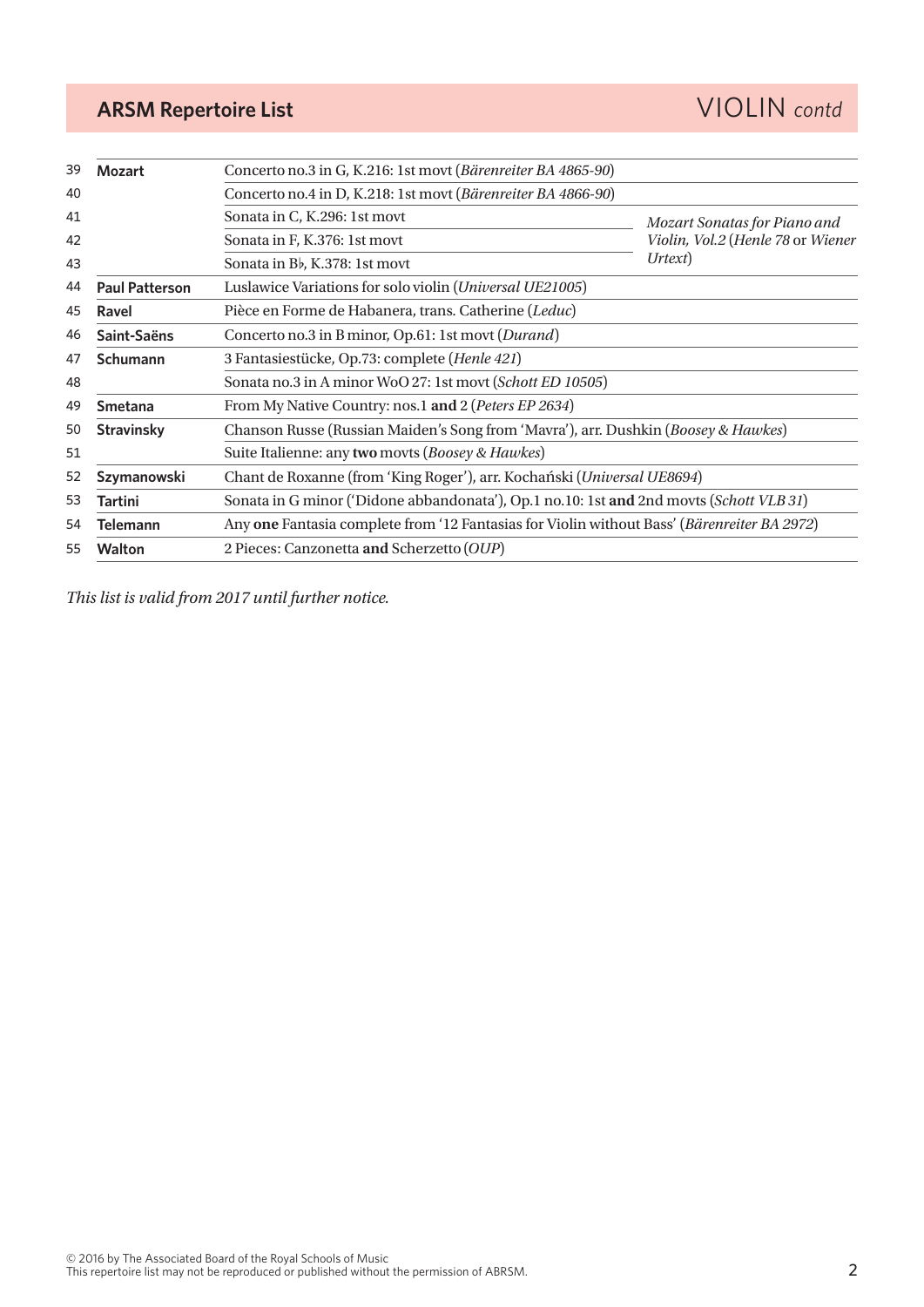## ARSM Repertoire List

# VIOLIN *contd*

| | | | |
|---|---|---|---|
| 39 | **Mozart** | Concerto no.3 in G, K.216: 1st movt (*Bärenreiter BA 4865-90*) | |
| 40 | | Concerto no.4 in D, K.218: 1st movt (*Bärenreiter BA 4866-90*) | |
| 41 | | Sonata in C, K.296: 1st movt | *Mozart Sonatas for Piano and Violin, Vol.2* (*Henle 78* or *Wiener Urtext*) |
| 42 | | Sonata in F, K.376: 1st movt | |
| 43 | | Sonata in B♭, K.378: 1st movt | |
| 44 | **Paul Patterson** | Luslawice Variations for solo violin (*Universal UE21005*) | |
| 45 | **Ravel** | Pièce en Forme de Habanera, trans. Catherine (*Leduc*) | |
| 46 | **Saint-Saëns** | Concerto no.3 in B minor, Op.61: 1st movt (*Durand*) | |
| 47 | **Schumann** | 3 Fantasiestücke, Op.73: complete (*Henle 421*) | |
| 48 | | Sonata no.3 in A minor WoO 27: 1st movt (*Schott ED 10505*) | |
| 49 | **Smetana** | From My Native Country: nos.1 **and** 2 (*Peters EP 2634*) | |
| 50 | **Stravinsky** | Chanson Russe (Russian Maiden's Song from 'Mavra'), arr. Dushkin (*Boosey & Hawkes*) | |
| 51 | | Suite Italienne: any **two** movts (*Boosey & Hawkes*) | |
| 52 | **Szymanowski** | Chant de Roxanne (from 'King Roger'), arr. Kochański (*Universal UE8694*) | |
| 53 | **Tartini** | Sonata in G minor ('Didone abbandonata'), Op.1 no.10: 1st **and** 2nd movts (*Schott VLB 31*) | |
| 54 | **Telemann** | Any **one** Fantasia complete from '12 Fantasias for Violin without Bass' (*Bärenreiter BA 2972*) | |
| 55 | **Walton** | 2 Pieces: Canzonetta **and** Scherzetto (*OUP*) | |

*This list is valid from 2017 until further notice.*

© 2016 by The Associated Board of the Royal Schools of Music
This repertoire list may not be reproduced or published without the permission of ABRSM.